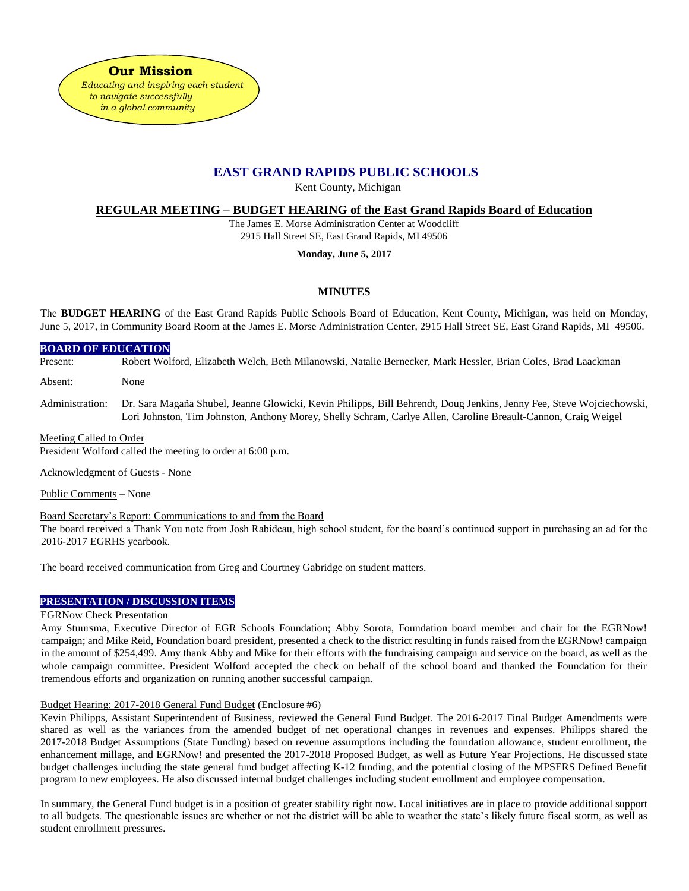**Our Mission**

*Educating and inspiring each student to navigate successfully in a global community*

# EAST GRAND RAPIDS PUBLIC SCHOOLS

Kent County, Michigan

## REGULAR MEETING – BUDGET HEARING of the East Grand Rapids Board of Education

The James E. Morse Administration Center at Woodcliff
2915 Hall Street SE, East Grand Rapids, MI 49506

**Monday, June 5, 2017**

### MINUTES

The **BUDGET HEARING** of the East Grand Rapids Public Schools Board of Education, Kent County, Michigan, was held on Monday, June 5, 2017, in Community Board Room at the James E. Morse Administration Center, 2915 Hall Street SE, East Grand Rapids, MI 49506.

**BOARD OF EDUCATION**

Present: Robert Wolford, Elizabeth Welch, Beth Milanowski, Natalie Bernecker, Mark Hessler, Brian Coles, Brad Laackman

Absent: None

Administration: Dr. Sara Magaña Shubel, Jeanne Glowicki, Kevin Philipps, Bill Behrendt, Doug Jenkins, Jenny Fee, Steve Wojciechowski, Lori Johnston, Tim Johnston, Anthony Morey, Shelly Schram, Carlye Allen, Caroline Breault-Cannon, Craig Weigel

Meeting Called to Order
President Wolford called the meeting to order at 6:00 p.m.

Acknowledgment of Guests - None

Public Comments – None

Board Secretary's Report: Communications to and from the Board
The board received a Thank You note from Josh Rabideau, high school student, for the board's continued support in purchasing an ad for the 2016-2017 EGRHS yearbook.

The board received communication from Greg and Courtney Gabridge on student matters.

**PRESENTATION / DISCUSSION ITEMS**

EGRNow Check Presentation
Amy Stuursma, Executive Director of EGR Schools Foundation; Abby Sorota, Foundation board member and chair for the EGRNow! campaign; and Mike Reid, Foundation board president, presented a check to the district resulting in funds raised from the EGRNow! campaign in the amount of $254,499. Amy thank Abby and Mike for their efforts with the fundraising campaign and service on the board, as well as the whole campaign committee. President Wolford accepted the check on behalf of the school board and thanked the Foundation for their tremendous efforts and organization on running another successful campaign.

Budget Hearing: 2017-2018 General Fund Budget (Enclosure #6)
Kevin Philipps, Assistant Superintendent of Business, reviewed the General Fund Budget. The 2016-2017 Final Budget Amendments were shared as well as the variances from the amended budget of net operational changes in revenues and expenses. Philipps shared the 2017-2018 Budget Assumptions (State Funding) based on revenue assumptions including the foundation allowance, student enrollment, the enhancement millage, and EGRNow! and presented the 2017-2018 Proposed Budget, as well as Future Year Projections. He discussed state budget challenges including the state general fund budget affecting K-12 funding, and the potential closing of the MPSERS Defined Benefit program to new employees. He also discussed internal budget challenges including student enrollment and employee compensation.

In summary, the General Fund budget is in a position of greater stability right now. Local initiatives are in place to provide additional support to all budgets. The questionable issues are whether or not the district will be able to weather the state's likely future fiscal storm, as well as student enrollment pressures.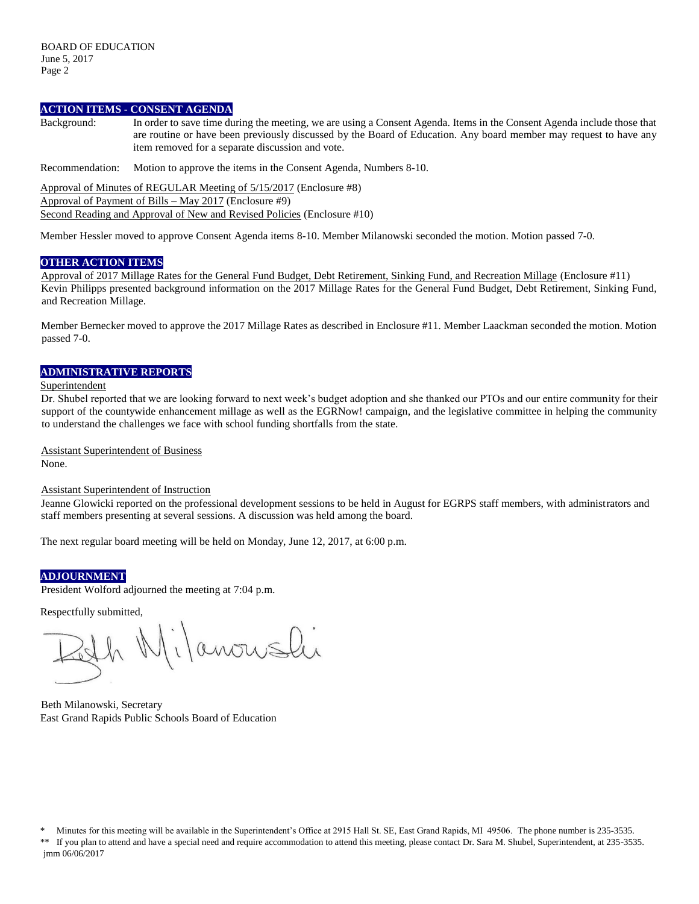## ACTION ITEMS - CONSENT AGENDA

Background: In order to save time during the meeting, we are using a Consent Agenda. Items in the Consent Agenda include those that are routine or have been previously discussed by the Board of Education. Any board member may request to have any item removed for a separate discussion and vote.

Recommendation: Motion to approve the items in the Consent Agenda, Numbers 8-10.

Approval of Minutes of REGULAR Meeting of 5/15/2017 (Enclosure #8)
Approval of Payment of Bills – May 2017 (Enclosure #9)
Second Reading and Approval of New and Revised Policies (Enclosure #10)

Member Hessler moved to approve Consent Agenda items 8-10. Member Milanowski seconded the motion. Motion passed 7-0.

## OTHER ACTION ITEMS

Approval of 2017 Millage Rates for the General Fund Budget, Debt Retirement, Sinking Fund, and Recreation Millage (Enclosure #11)
Kevin Philipps presented background information on the 2017 Millage Rates for the General Fund Budget, Debt Retirement, Sinking Fund, and Recreation Millage.

Member Bernecker moved to approve the 2017 Millage Rates as described in Enclosure #11. Member Laackman seconded the motion. Motion passed 7-0.

## ADMINISTRATIVE REPORTS

Superintendent
Dr. Shubel reported that we are looking forward to next week's budget adoption and she thanked our PTOs and our entire community for their support of the countywide enhancement millage as well as the EGRNow! campaign, and the legislative committee in helping the community to understand the challenges we face with school funding shortfalls from the state.

Assistant Superintendent of Business
None.

Assistant Superintendent of Instruction
Jeanne Glowicki reported on the professional development sessions to be held in August for EGRPS staff members, with administrators and staff members presenting at several sessions. A discussion was held among the board.

The next regular board meeting will be held on Monday, June 12, 2017, at 6:00 p.m.

## ADJOURNMENT

President Wolford adjourned the meeting at 7:04 p.m.

Respectfully submitted,

Beth Milanowski

Beth Milanowski, Secretary
East Grand Rapids Public Schools Board of Education

\* Minutes for this meeting will be available in the Superintendent's Office at 2915 Hall St. SE, East Grand Rapids, MI 49506. The phone number is 235-3535.
\*\* If you plan to attend and have a special need and require accommodation to attend this meeting, please contact Dr. Sara M. Shubel, Superintendent, at 235-3535.
jmm 06/06/2017